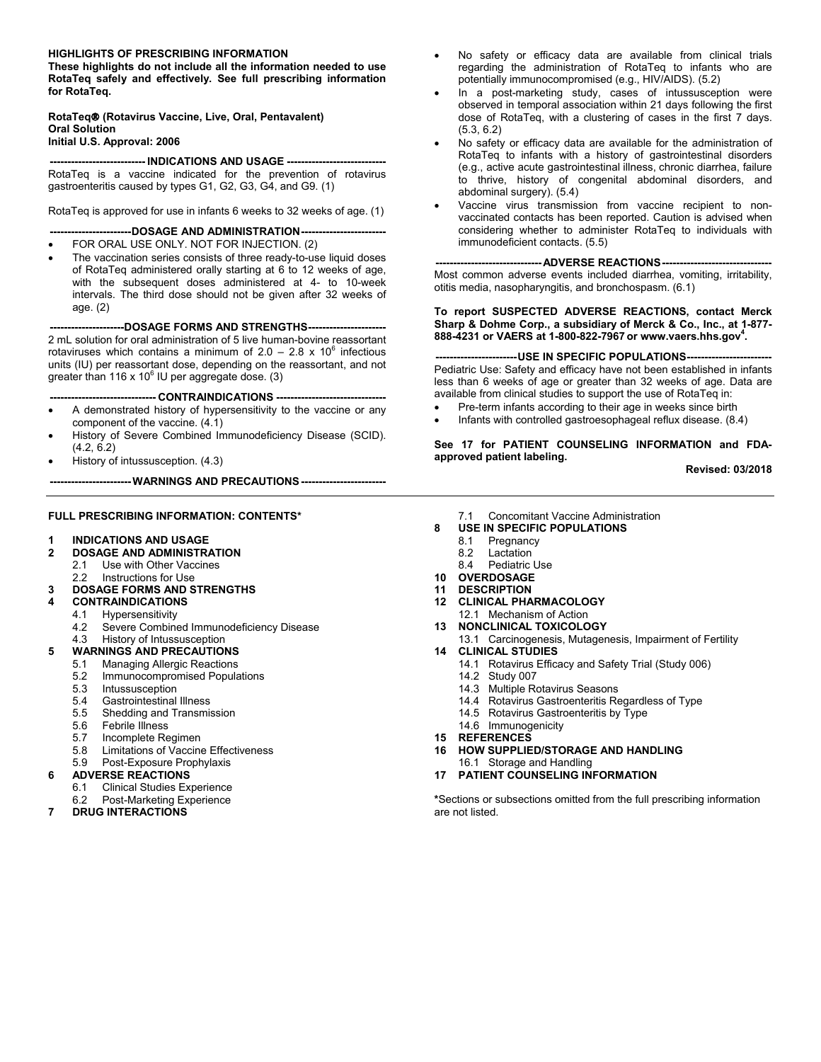**HIGHLIGHTS OF PRESCRIBING INFORMATION**
**These highlights do not include all the information needed to use RotaTeq safely and effectively. See full prescribing information for RotaTeq.**

**RotaTeq® (Rotavirus Vaccine, Live, Oral, Pentavalent)**
**Oral Solution**
**Initial U.S. Approval: 2006**

**--------------------------- INDICATIONS AND USAGE ----------------------------**

RotaTeq is a vaccine indicated for the prevention of rotavirus gastroenteritis caused by types G1, G2, G3, G4, and G9. (1)

RotaTeq is approved for use in infants 6 weeks to 32 weeks of age. (1)

**-----------------------DOSAGE AND ADMINISTRATION------------------------**

- FOR ORAL USE ONLY. NOT FOR INJECTION. (2)
- The vaccination series consists of three ready-to-use liquid doses of RotaTeq administered orally starting at 6 to 12 weeks of age, with the subsequent doses administered at 4- to 10-week intervals. The third dose should not be given after 32 weeks of age. (2)

**---------------------DOSAGE FORMS AND STRENGTHS----------------------**

2 mL solution for oral administration of 5 live human-bovine reassortant rotaviruses which contains a minimum of $2.0 - 2.8 \times 10^6$ infectious units (IU) per reassortant dose, depending on the reassortant, and not greater than $116 \times 10^6$ IU per aggregate dose. (3)

**------------------------------ CONTRAINDICATIONS -------------------------------**

- A demonstrated history of hypersensitivity to the vaccine or any component of the vaccine. (4.1)
- History of Severe Combined Immunodeficiency Disease (SCID). (4.2, 6.2)
- History of intussusception. (4.3)

**-----------------------WARNINGS AND PRECAUTIONS------------------------**

- No safety or efficacy data are available from clinical trials regarding the administration of RotaTeq to infants who are potentially immunocompromised (e.g., HIV/AIDS). (5.2)
- In a post-marketing study, cases of intussusception were observed in temporal association within 21 days following the first dose of RotaTeq, with a clustering of cases in the first 7 days. (5.3, 6.2)
- No safety or efficacy data are available for the administration of RotaTeq to infants with a history of gastrointestinal disorders (e.g., active acute gastrointestinal illness, chronic diarrhea, failure to thrive, history of congenital abdominal disorders, and abdominal surgery). (5.4)
- Vaccine virus transmission from vaccine recipient to non-vaccinated contacts has been reported. Caution is advised when considering whether to administer RotaTeq to individuals with immunodeficient contacts. (5.5)

**------------------------------ ADVERSE REACTIONS -------------------------------**

Most common adverse events included diarrhea, vomiting, irritability, otitis media, nasopharyngitis, and bronchospasm. (6.1)

**To report SUSPECTED ADVERSE REACTIONS, contact Merck Sharp & Dohme Corp., a subsidiary of Merck & Co., Inc., at 1-877-888-4231 or VAERS at 1-800-822-7967 or www.vaers.hhs.gov[4].**

**-----------------------USE IN SPECIFIC POPULATIONS------------------------**

Pediatric Use: Safety and efficacy have not been established in infants less than 6 weeks of age or greater than 32 weeks of age. Data are available from clinical studies to support the use of RotaTeq in:

- Pre-term infants according to their age in weeks since birth
- Infants with controlled gastroesophageal reflux disease. (8.4)

**See 17 for PATIENT COUNSELING INFORMATION and FDA-approved patient labeling.**

**Revised: 03/2018**

---

**FULL PRESCRIBING INFORMATION: CONTENTS***

**1 INDICATIONS AND USAGE**
**2 DOSAGE AND ADMINISTRATION**
- 2.1 Use with Other Vaccines
- 2.2 Instructions for Use

**3 DOSAGE FORMS AND STRENGTHS**
**4 CONTRAINDICATIONS**
- 4.1 Hypersensitivity
- 4.2 Severe Combined Immunodeficiency Disease
- 4.3 History of Intussusception

**5 WARNINGS AND PRECAUTIONS**
- 5.1 Managing Allergic Reactions
- 5.2 Immunocompromised Populations
- 5.3 Intussusception
- 5.4 Gastrointestinal Illness
- 5.5 Shedding and Transmission
- 5.6 Febrile Illness
- 5.7 Incomplete Regimen
- 5.8 Limitations of Vaccine Effectiveness
- 5.9 Post-Exposure Prophylaxis

**6 ADVERSE REACTIONS**
- 6.1 Clinical Studies Experience
- 6.2 Post-Marketing Experience

**7 DRUG INTERACTIONS**
- 7.1 Concomitant Vaccine Administration

**8 USE IN SPECIFIC POPULATIONS**
- 8.1 Pregnancy
- 8.2 Lactation
- 8.4 Pediatric Use

**10 OVERDOSAGE**
**11 DESCRIPTION**
**12 CLINICAL PHARMACOLOGY**
- 12.1 Mechanism of Action

**13 NONCLINICAL TOXICOLOGY**
- 13.1 Carcinogenesis, Mutagenesis, Impairment of Fertility

**14 CLINICAL STUDIES**
- 14.1 Rotavirus Efficacy and Safety Trial (Study 006)
- 14.2 Study 007
- 14.3 Multiple Rotavirus Seasons
- 14.4 Rotavirus Gastroenteritis Regardless of Type
- 14.5 Rotavirus Gastroenteritis by Type
- 14.6 Immunogenicity

**15 REFERENCES**
**16 HOW SUPPLIED/STORAGE AND HANDLING**
- 16.1 Storage and Handling

**17 PATIENT COUNSELING INFORMATION**

*Sections or subsections omitted from the full prescribing information are not listed.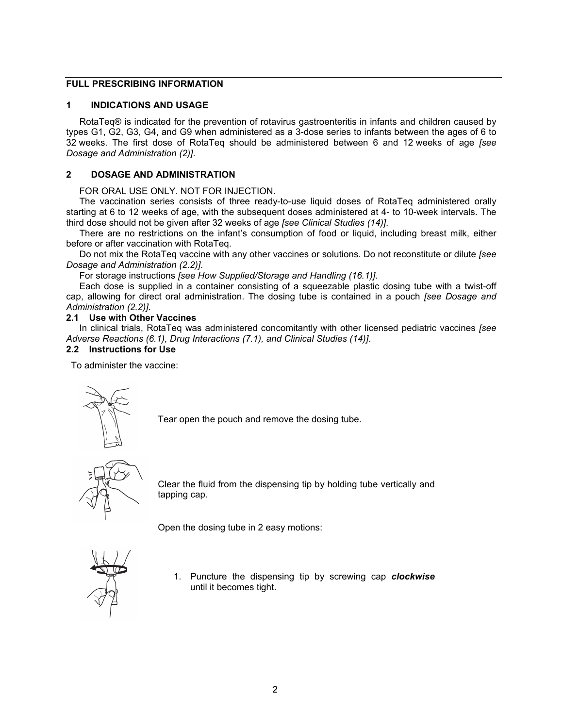## FULL PRESCRIBING INFORMATION

## 1 INDICATIONS AND USAGE

RotaTeq® is indicated for the prevention of rotavirus gastroenteritis in infants and children caused by types G1, G2, G3, G4, and G9 when administered as a 3-dose series to infants between the ages of 6 to 32 weeks. The first dose of RotaTeq should be administered between 6 and 12 weeks of age *[see Dosage and Administration (2)]*.

## 2 DOSAGE AND ADMINISTRATION

FOR ORAL USE ONLY. NOT FOR INJECTION.

The vaccination series consists of three ready-to-use liquid doses of RotaTeq administered orally starting at 6 to 12 weeks of age, with the subsequent doses administered at 4- to 10-week intervals. The third dose should not be given after 32 weeks of age *[see Clinical Studies (14)]*.

There are no restrictions on the infant's consumption of food or liquid, including breast milk, either before or after vaccination with RotaTeq.

Do not mix the RotaTeq vaccine with any other vaccines or solutions. Do not reconstitute or dilute *[see Dosage and Administration (2.2)]*.

For storage instructions *[see How Supplied/Storage and Handling (16.1)]*.

Each dose is supplied in a container consisting of a squeezable plastic dosing tube with a twist-off cap, allowing for direct oral administration. The dosing tube is contained in a pouch *[see Dosage and Administration (2.2)]*.

### 2.1 Use with Other Vaccines

In clinical trials, RotaTeq was administered concomitantly with other licensed pediatric vaccines *[see Adverse Reactions (6.1), Drug Interactions (7.1), and Clinical Studies (14)]*.

### 2.2 Instructions for Use

To administer the vaccine:

Tear open the pouch and remove the dosing tube.

Clear the fluid from the dispensing tip by holding tube vertically and tapping cap.

Open the dosing tube in 2 easy motions:

1. Puncture the dispensing tip by screwing cap ***clockwise*** until it becomes tight.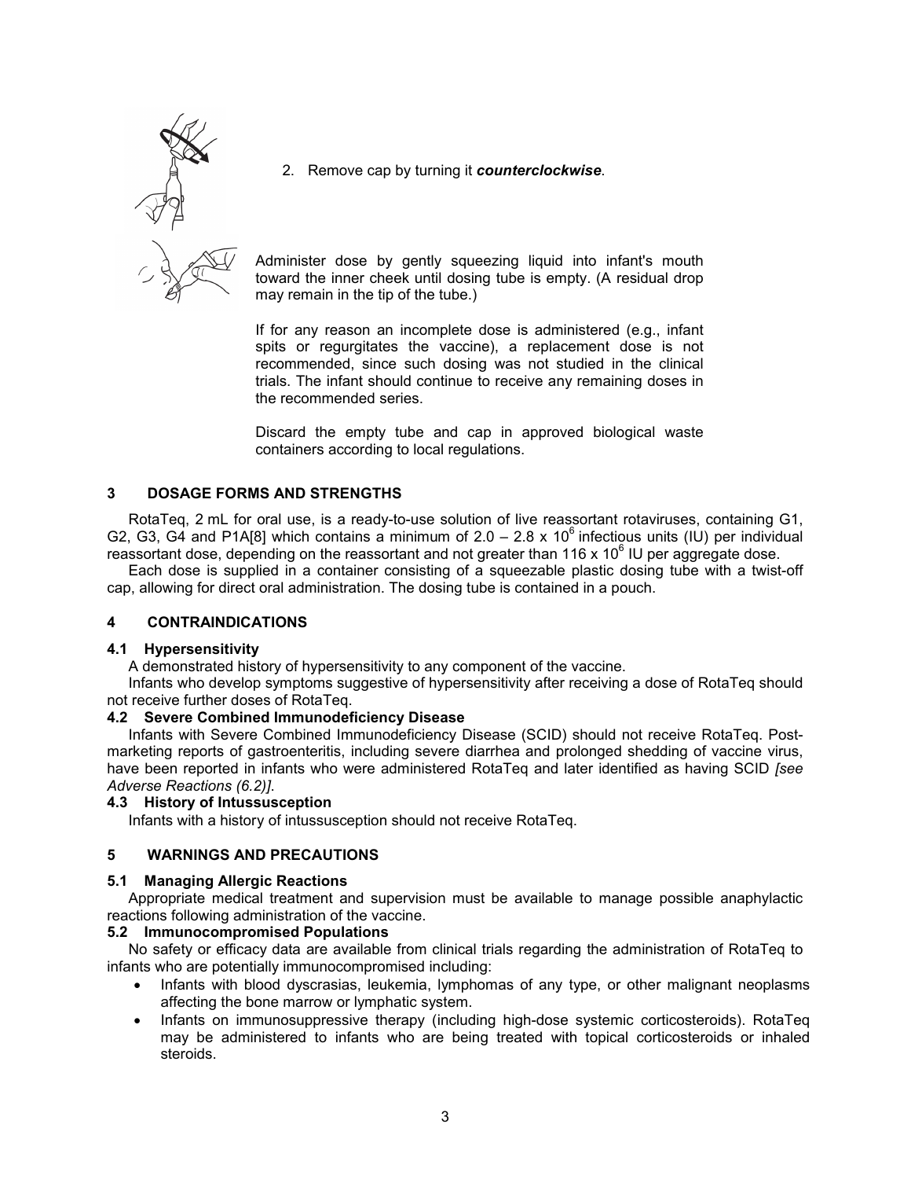2. Remove cap by turning it ***counterclockwise***.

Administer dose by gently squeezing liquid into infant's mouth toward the inner cheek until dosing tube is empty. (A residual drop may remain in the tip of the tube.)

If for any reason an incomplete dose is administered (e.g., infant spits or regurgitates the vaccine), a replacement dose is not recommended, since such dosing was not studied in the clinical trials. The infant should continue to receive any remaining doses in the recommended series.

Discard the empty tube and cap in approved biological waste containers according to local regulations.

## 3 DOSAGE FORMS AND STRENGTHS

RotaTeq, 2 mL for oral use, is a ready-to-use solution of live reassortant rotaviruses, containing G1, G2, G3, G4 and P1A[8] which contains a minimum of $2.0 – 2.8 \times 10^6$ infectious units (IU) per individual reassortant dose, depending on the reassortant and not greater than $116 \times 10^6$ IU per aggregate dose.

Each dose is supplied in a container consisting of a squeezable plastic dosing tube with a twist-off cap, allowing for direct oral administration. The dosing tube is contained in a pouch.

## 4 CONTRAINDICATIONS

### 4.1 Hypersensitivity

A demonstrated history of hypersensitivity to any component of the vaccine.

Infants who develop symptoms suggestive of hypersensitivity after receiving a dose of RotaTeq should not receive further doses of RotaTeq.

### 4.2 Severe Combined Immunodeficiency Disease

Infants with Severe Combined Immunodeficiency Disease (SCID) should not receive RotaTeq. Post-marketing reports of gastroenteritis, including severe diarrhea and prolonged shedding of vaccine virus, have been reported in infants who were administered RotaTeq and later identified as having SCID *[see Adverse Reactions (6.2)]*.

### 4.3 History of Intussusception

Infants with a history of intussusception should not receive RotaTeq.

## 5 WARNINGS AND PRECAUTIONS

### 5.1 Managing Allergic Reactions

Appropriate medical treatment and supervision must be available to manage possible anaphylactic reactions following administration of the vaccine.

### 5.2 Immunocompromised Populations

No safety or efficacy data are available from clinical trials regarding the administration of RotaTeq to infants who are potentially immunocompromised including:

- Infants with blood dyscrasias, leukemia, lymphomas of any type, or other malignant neoplasms affecting the bone marrow or lymphatic system.
- Infants on immunosuppressive therapy (including high-dose systemic corticosteroids). RotaTeq may be administered to infants who are being treated with topical corticosteroids or inhaled steroids.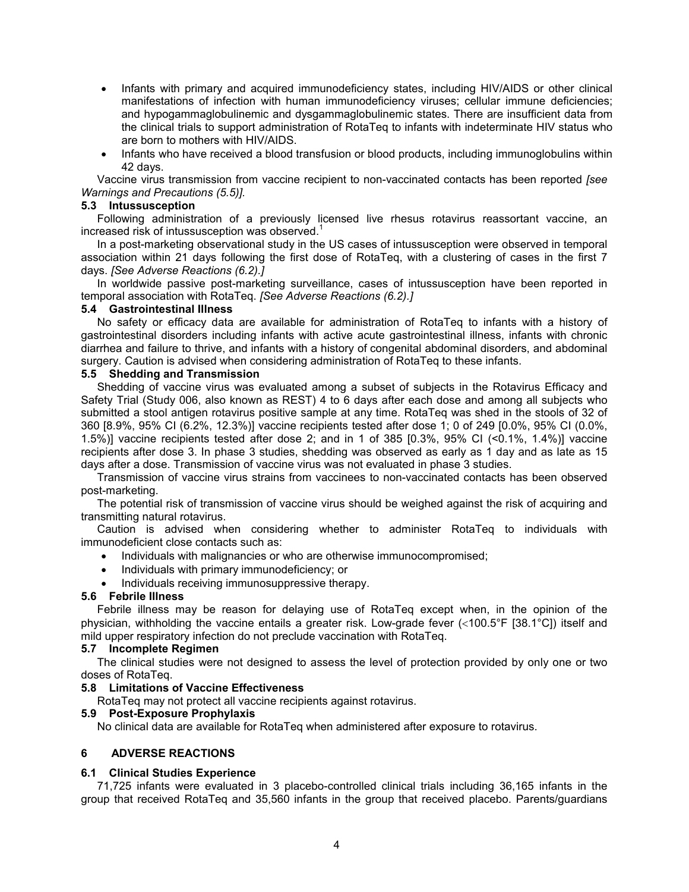- Infants with primary and acquired immunodeficiency states, including HIV/AIDS or other clinical manifestations of infection with human immunodeficiency viruses; cellular immune deficiencies; and hypogammaglobulinemic and dysgammaglobulinemic states. There are insufficient data from the clinical trials to support administration of RotaTeq to infants with indeterminate HIV status who are born to mothers with HIV/AIDS.
- Infants who have received a blood transfusion or blood products, including immunoglobulins within 42 days.

Vaccine virus transmission from vaccine recipient to non-vaccinated contacts has been reported *[see Warnings and Precautions (5.5)]*.

### 5.3 Intussusception

Following administration of a previously licensed live rhesus rotavirus reassortant vaccine, an increased risk of intussusception was observed.[1]

In a post-marketing observational study in the US cases of intussusception were observed in temporal association within 21 days following the first dose of RotaTeq, with a clustering of cases in the first 7 days. *[See Adverse Reactions (6.2).]*

In worldwide passive post-marketing surveillance, cases of intussusception have been reported in temporal association with RotaTeq. *[See Adverse Reactions (6.2).]*

### 5.4 Gastrointestinal Illness

No safety or efficacy data are available for administration of RotaTeq to infants with a history of gastrointestinal disorders including infants with active acute gastrointestinal illness, infants with chronic diarrhea and failure to thrive, and infants with a history of congenital abdominal disorders, and abdominal surgery. Caution is advised when considering administration of RotaTeq to these infants.

### 5.5 Shedding and Transmission

Shedding of vaccine virus was evaluated among a subset of subjects in the Rotavirus Efficacy and Safety Trial (Study 006, also known as REST) 4 to 6 days after each dose and among all subjects who submitted a stool antigen rotavirus positive sample at any time. RotaTeq was shed in the stools of 32 of 360 [8.9%, 95% CI (6.2%, 12.3%)] vaccine recipients tested after dose 1; 0 of 249 [0.0%, 95% CI (0.0%, 1.5%)] vaccine recipients tested after dose 2; and in 1 of 385 [0.3%, 95% CI (<0.1%, 1.4%)] vaccine recipients after dose 3. In phase 3 studies, shedding was observed as early as 1 day and as late as 15 days after a dose. Transmission of vaccine virus was not evaluated in phase 3 studies.

Transmission of vaccine virus strains from vaccinees to non-vaccinated contacts has been observed post-marketing.

The potential risk of transmission of vaccine virus should be weighed against the risk of acquiring and transmitting natural rotavirus.

Caution is advised when considering whether to administer RotaTeq to individuals with immunodeficient close contacts such as:

- Individuals with malignancies or who are otherwise immunocompromised;
- Individuals with primary immunodeficiency; or
- Individuals receiving immunosuppressive therapy.

### 5.6 Febrile Illness

Febrile illness may be reason for delaying use of RotaTeq except when, in the opinion of the physician, withholding the vaccine entails a greater risk. Low-grade fever (<100.5°F [38.1°C]) itself and mild upper respiratory infection do not preclude vaccination with RotaTeq.

### 5.7 Incomplete Regimen

The clinical studies were not designed to assess the level of protection provided by only one or two doses of RotaTeq.

### 5.8 Limitations of Vaccine Effectiveness

RotaTeq may not protect all vaccine recipients against rotavirus.

### 5.9 Post-Exposure Prophylaxis

No clinical data are available for RotaTeq when administered after exposure to rotavirus.

## 6 ADVERSE REACTIONS

### 6.1 Clinical Studies Experience

71,725 infants were evaluated in 3 placebo-controlled clinical trials including 36,165 infants in the group that received RotaTeq and 35,560 infants in the group that received placebo. Parents/guardians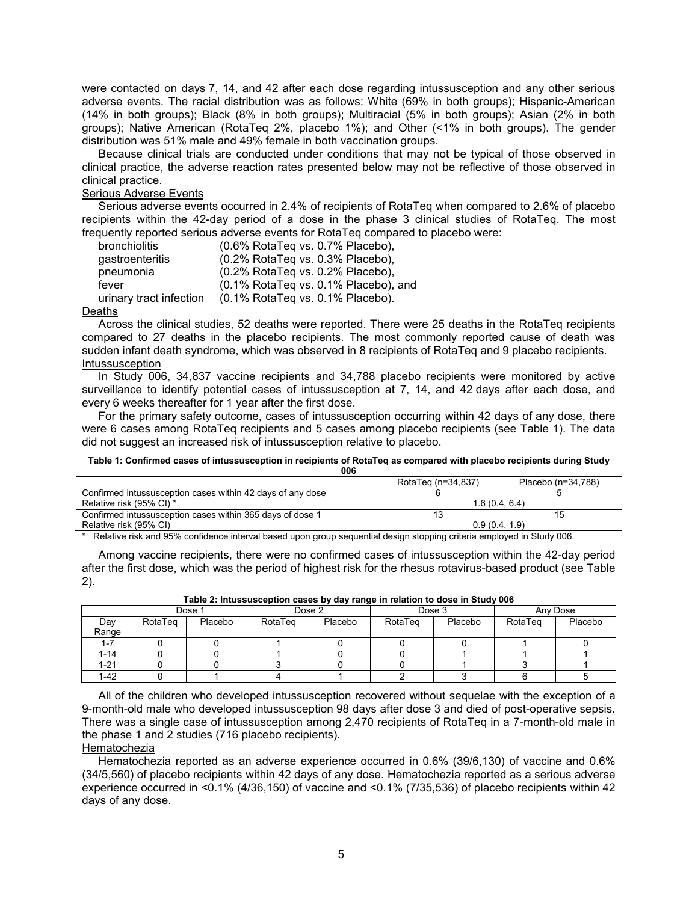were contacted on days 7, 14, and 42 after each dose regarding intussusception and any other serious adverse events. The racial distribution was as follows: White (69% in both groups); Hispanic-American (14% in both groups); Black (8% in both groups); Multiracial (5% in both groups); Asian (2% in both groups); Native American (RotaTeq 2%, placebo 1%); and Other (<1% in both groups). The gender distribution was 51% male and 49% female in both vaccination groups.

Because clinical trials are conducted under conditions that may not be typical of those observed in clinical practice, the adverse reaction rates presented below may not be reflective of those observed in clinical practice.

Serious Adverse Events

Serious adverse events occurred in 2.4% of recipients of RotaTeq when compared to 2.6% of placebo recipients within the 42-day period of a dose in the phase 3 clinical studies of RotaTeq. The most frequently reported serious adverse events for RotaTeq compared to placebo were:

| | |
|---|---|
| bronchiolitis | (0.6% RotaTeq vs. 0.7% Placebo), |
| gastroenteritis | (0.2% RotaTeq vs. 0.3% Placebo), |
| pneumonia | (0.2% RotaTeq vs. 0.2% Placebo), |
| fever | (0.1% RotaTeq vs. 0.1% Placebo), and |
| urinary tract infection | (0.1% RotaTeq vs. 0.1% Placebo). |

Deaths

Across the clinical studies, 52 deaths were reported. There were 25 deaths in the RotaTeq recipients compared to 27 deaths in the placebo recipients. The most commonly reported cause of death was sudden infant death syndrome, which was observed in 8 recipients of RotaTeq and 9 placebo recipients.

Intussusception

In Study 006, 34,837 vaccine recipients and 34,788 placebo recipients were monitored by active surveillance to identify potential cases of intussusception at 7, 14, and 42 days after each dose, and every 6 weeks thereafter for 1 year after the first dose.

For the primary safety outcome, cases of intussusception occurring within 42 days of any dose, there were 6 cases among RotaTeq recipients and 5 cases among placebo recipients (see Table 1). The data did not suggest an increased risk of intussusception relative to placebo.

**Table 1: Confirmed cases of intussusception in recipients of RotaTeq as compared with placebo recipients during Study 006**

| | RotaTeq (n=34,837) | Placebo (n=34,788) |
|---|---|---|
| Confirmed intussusception cases within 42 days of any dose | 6 | 5 |
| Relative risk (95% CI) * | 1.6 (0.4, 6.4) | |
| Confirmed intussusception cases within 365 days of dose 1 | 13 | 15 |
| Relative risk (95% CI) | 0.9 (0.4, 1.9) | |

\* Relative risk and 95% confidence interval based upon group sequential design stopping criteria employed in Study 006.

Among vaccine recipients, there were no confirmed cases of intussusception within the 42-day period after the first dose, which was the period of highest risk for the rhesus rotavirus-based product (see Table 2).

**Table 2: Intussusception cases by day range in relation to dose in Study 006**

| | Dose 1 | | Dose 2 | | Dose 3 | | Any Dose | |
|---|---|---|---|---|---|---|---|---|
| Day Range | RotaTeq | Placebo | RotaTeq | Placebo | RotaTeq | Placebo | RotaTeq | Placebo |
| 1-7 | 0 | 0 | 1 | 0 | 0 | 0 | 1 | 0 |
| 1-14 | 0 | 0 | 1 | 0 | 0 | 1 | 1 | 1 |
| 1-21 | 0 | 0 | 3 | 0 | 0 | 1 | 3 | 1 |
| 1-42 | 0 | 1 | 4 | 1 | 2 | 3 | 6 | 5 |

All of the children who developed intussusception recovered without sequelae with the exception of a 9-month-old male who developed intussusception 98 days after dose 3 and died of post-operative sepsis. There was a single case of intussusception among 2,470 recipients of RotaTeq in a 7-month-old male in the phase 1 and 2 studies (716 placebo recipients).

Hematochezia

Hematochezia reported as an adverse experience occurred in 0.6% (39/6,130) of vaccine and 0.6% (34/5,560) of placebo recipients within 42 days of any dose. Hematochezia reported as a serious adverse experience occurred in <0.1% (4/36,150) of vaccine and <0.1% (7/35,536) of placebo recipients within 42 days of any dose.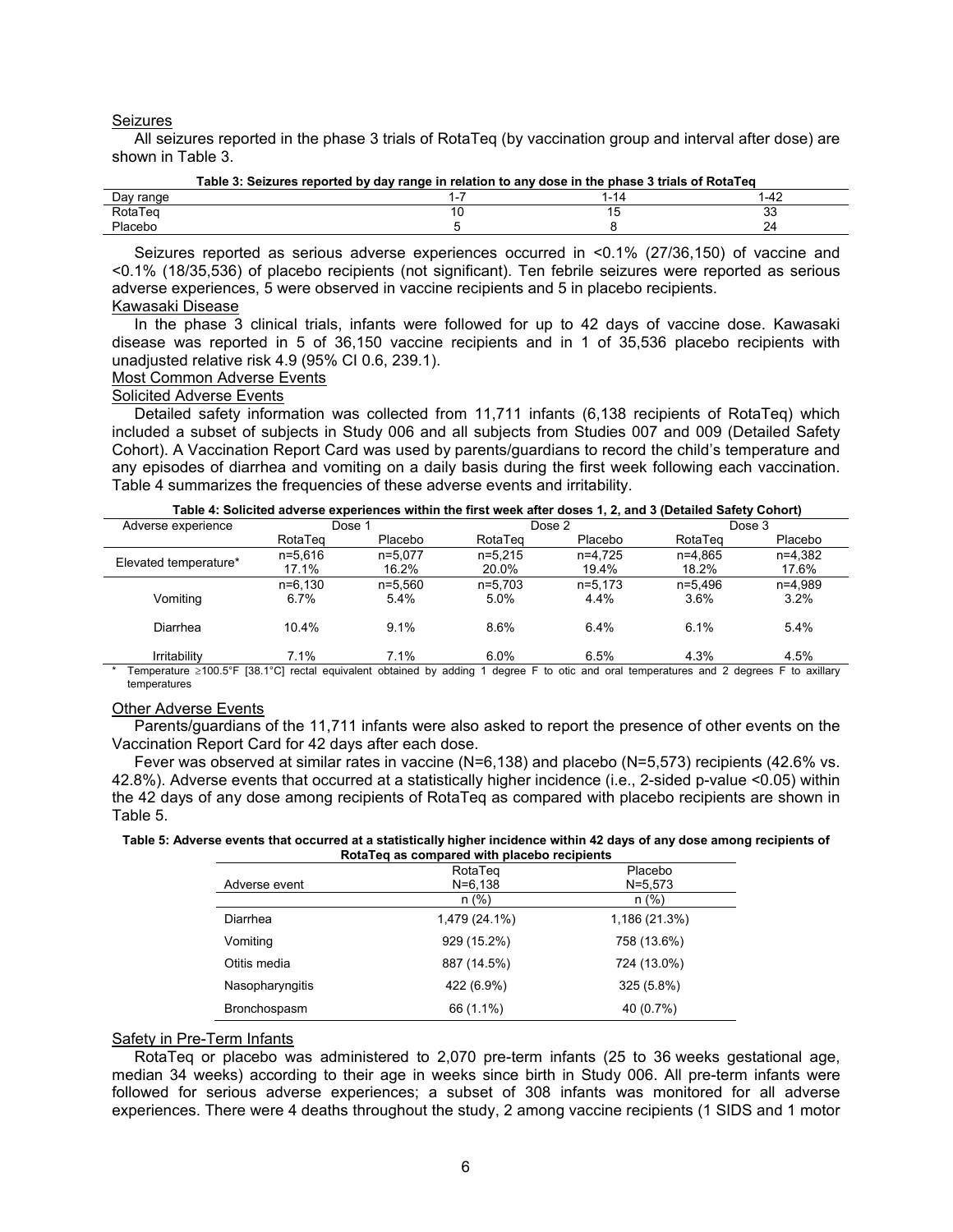Seizures

All seizures reported in the phase 3 trials of RotaTeq (by vaccination group and interval after dose) are shown in Table 3.

**Table 3: Seizures reported by day range in relation to any dose in the phase 3 trials of RotaTeq**

| Day range | 1-7 | 1-14 | 1-42 |
|---|---|---|---|
| RotaTeq | 10 | 15 | 33 |
| Placebo | 5 | 8 | 24 |

Seizures reported as serious adverse experiences occurred in <0.1% (27/36,150) of vaccine and <0.1% (18/35,536) of placebo recipients (not significant). Ten febrile seizures were reported as serious adverse experiences, 5 were observed in vaccine recipients and 5 in placebo recipients.

Kawasaki Disease

In the phase 3 clinical trials, infants were followed for up to 42 days of vaccine dose. Kawasaki disease was reported in 5 of 36,150 vaccine recipients and in 1 of 35,536 placebo recipients with unadjusted relative risk 4.9 (95% CI 0.6, 239.1).

Most Common Adverse Events

Solicited Adverse Events

Detailed safety information was collected from 11,711 infants (6,138 recipients of RotaTeq) which included a subset of subjects in Study 006 and all subjects from Studies 007 and 009 (Detailed Safety Cohort). A Vaccination Report Card was used by parents/guardians to record the child's temperature and any episodes of diarrhea and vomiting on a daily basis during the first week following each vaccination. Table 4 summarizes the frequencies of these adverse events and irritability.

**Table 4: Solicited adverse experiences within the first week after doses 1, 2, and 3 (Detailed Safety Cohort)**

| Adverse experience | Dose 1 | | Dose 2 | | Dose 3 | |
|---|---|---|---|---|---|---|
| | RotaTeq | Placebo | RotaTeq | Placebo | RotaTeq | Placebo |
| Elevated temperature* | n=5,616<br>17.1% | n=5,077<br>16.2% | n=5,215<br>20.0% | n=4,725<br>19.4% | n=4,865<br>18.2% | n=4,382<br>17.6% |
| | n=6,130 | n=5,560 | n=5,703 | n=5,173 | n=5,496 | n=4,989 |
| Vomiting | 6.7% | 5.4% | 5.0% | 4.4% | 3.6% | 3.2% |
| Diarrhea | 10.4% | 9.1% | 8.6% | 6.4% | 6.1% | 5.4% |
| Irritability | 7.1% | 7.1% | 6.0% | 6.5% | 4.3% | 4.5% |

\* Temperature ≥100.5°F [38.1°C] rectal equivalent obtained by adding 1 degree F to otic and oral temperatures and 2 degrees F to axillary temperatures

Other Adverse Events

Parents/guardians of the 11,711 infants were also asked to report the presence of other events on the Vaccination Report Card for 42 days after each dose.

Fever was observed at similar rates in vaccine (N=6,138) and placebo (N=5,573) recipients (42.6% vs. 42.8%). Adverse events that occurred at a statistically higher incidence (i.e., 2-sided p-value <0.05) within the 42 days of any dose among recipients of RotaTeq as compared with placebo recipients are shown in Table 5.

**Table 5: Adverse events that occurred at a statistically higher incidence within 42 days of any dose among recipients of RotaTeq as compared with placebo recipients**

| Adverse event | RotaTeq<br>N=6,138<br>n (%) | Placebo<br>N=5,573<br>n (%) |
|---|---|---|
| Diarrhea | 1,479 (24.1%) | 1,186 (21.3%) |
| Vomiting | 929 (15.2%) | 758 (13.6%) |
| Otitis media | 887 (14.5%) | 724 (13.0%) |
| Nasopharyngitis | 422 (6.9%) | 325 (5.8%) |
| Bronchospasm | 66 (1.1%) | 40 (0.7%) |

Safety in Pre-Term Infants

RotaTeq or placebo was administered to 2,070 pre-term infants (25 to 36 weeks gestational age, median 34 weeks) according to their age in weeks since birth in Study 006. All pre-term infants were followed for serious adverse experiences; a subset of 308 infants was monitored for all adverse experiences. There were 4 deaths throughout the study, 2 among vaccine recipients (1 SIDS and 1 motor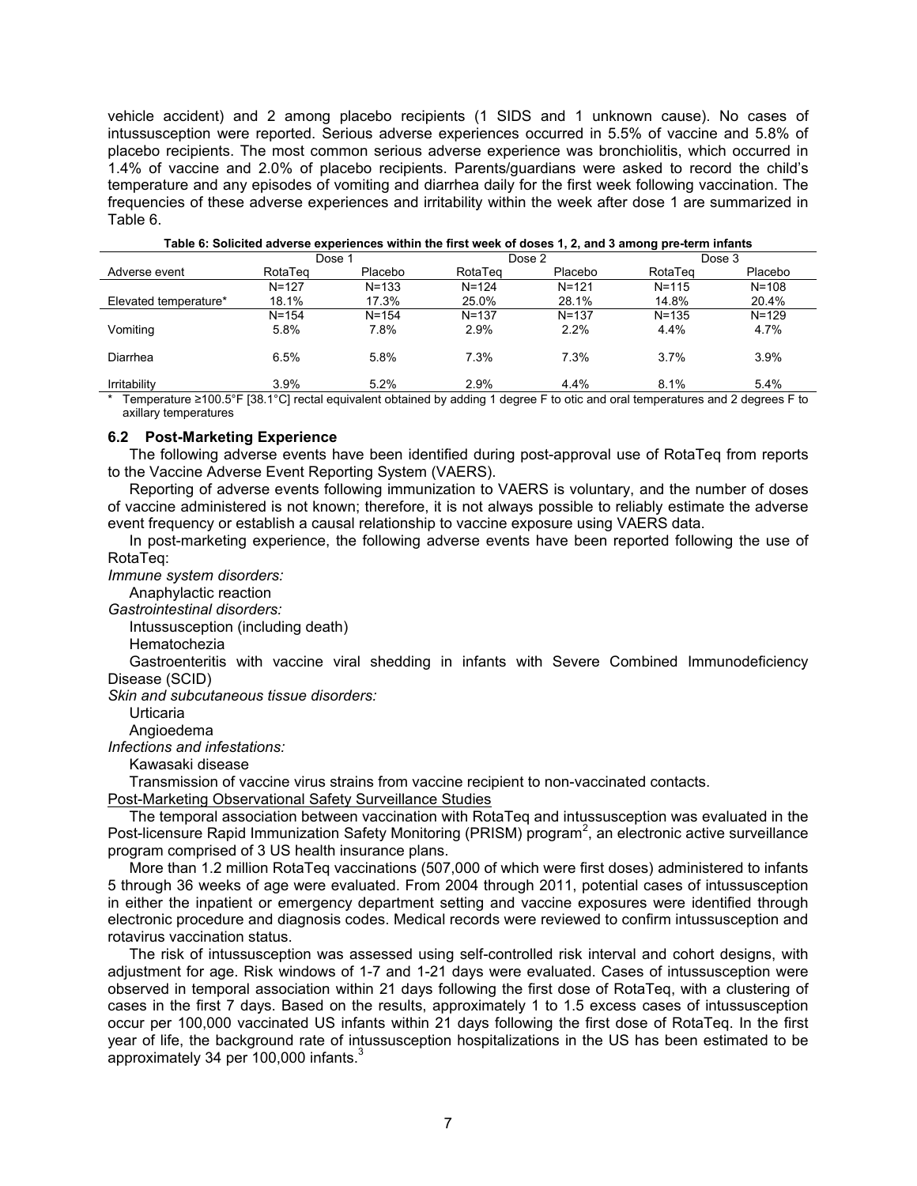vehicle accident) and 2 among placebo recipients (1 SIDS and 1 unknown cause). No cases of intussusception were reported. Serious adverse experiences occurred in 5.5% of vaccine and 5.8% of placebo recipients. The most common serious adverse experience was bronchiolitis, which occurred in 1.4% of vaccine and 2.0% of placebo recipients. Parents/guardians were asked to record the child's temperature and any episodes of vomiting and diarrhea daily for the first week following vaccination. The frequencies of these adverse experiences and irritability within the week after dose 1 are summarized in Table 6.

**Table 6: Solicited adverse experiences within the first week of doses 1, 2, and 3 among pre-term infants**

| | Dose 1 | | Dose 2 | | Dose 3 | |
|---|---|---|---|---|---|---|
| Adverse event | RotaTeq | Placebo | RotaTeq | Placebo | RotaTeq | Placebo |
| | N=127 | N=133 | N=124 | N=121 | N=115 | N=108 |
| Elevated temperature* | 18.1% | 17.3% | 25.0% | 28.1% | 14.8% | 20.4% |
| | N=154 | N=154 | N=137 | N=137 | N=135 | N=129 |
| Vomiting | 5.8% | 7.8% | 2.9% | 2.2% | 4.4% | 4.7% |
| Diarrhea | 6.5% | 5.8% | 7.3% | 7.3% | 3.7% | 3.9% |
| Irritability | 3.9% | 5.2% | 2.9% | 4.4% | 8.1% | 5.4% |

\* Temperature ≥100.5°F [38.1°C] rectal equivalent obtained by adding 1 degree F to otic and oral temperatures and 2 degrees F to axillary temperatures

### 6.2 Post-Marketing Experience

The following adverse events have been identified during post-approval use of RotaTeq from reports to the Vaccine Adverse Event Reporting System (VAERS).

Reporting of adverse events following immunization to VAERS is voluntary, and the number of doses of vaccine administered is not known; therefore, it is not always possible to reliably estimate the adverse event frequency or establish a causal relationship to vaccine exposure using VAERS data.

In post-marketing experience, the following adverse events have been reported following the use of RotaTeq:

*Immune system disorders:*

Anaphylactic reaction

*Gastrointestinal disorders:*

Intussusception (including death)

Hematochezia

Gastroenteritis with vaccine viral shedding in infants with Severe Combined Immunodeficiency Disease (SCID)

*Skin and subcutaneous tissue disorders:*

Urticaria

Angioedema

*Infections and infestations:*

Kawasaki disease

Transmission of vaccine virus strains from vaccine recipient to non-vaccinated contacts.

Post-Marketing Observational Safety Surveillance Studies

The temporal association between vaccination with RotaTeq and intussusception was evaluated in the Post-licensure Rapid Immunization Safety Monitoring (PRISM) program[2], an electronic active surveillance program comprised of 3 US health insurance plans.

More than 1.2 million RotaTeq vaccinations (507,000 of which were first doses) administered to infants 5 through 36 weeks of age were evaluated. From 2004 through 2011, potential cases of intussusception in either the inpatient or emergency department setting and vaccine exposures were identified through electronic procedure and diagnosis codes. Medical records were reviewed to confirm intussusception and rotavirus vaccination status.

The risk of intussusception was assessed using self-controlled risk interval and cohort designs, with adjustment for age. Risk windows of 1-7 and 1-21 days were evaluated. Cases of intussusception were observed in temporal association within 21 days following the first dose of RotaTeq, with a clustering of cases in the first 7 days. Based on the results, approximately 1 to 1.5 excess cases of intussusception occur per 100,000 vaccinated US infants within 21 days following the first dose of RotaTeq. In the first year of life, the background rate of intussusception hospitalizations in the US has been estimated to be approximately 34 per 100,000 infants.[3]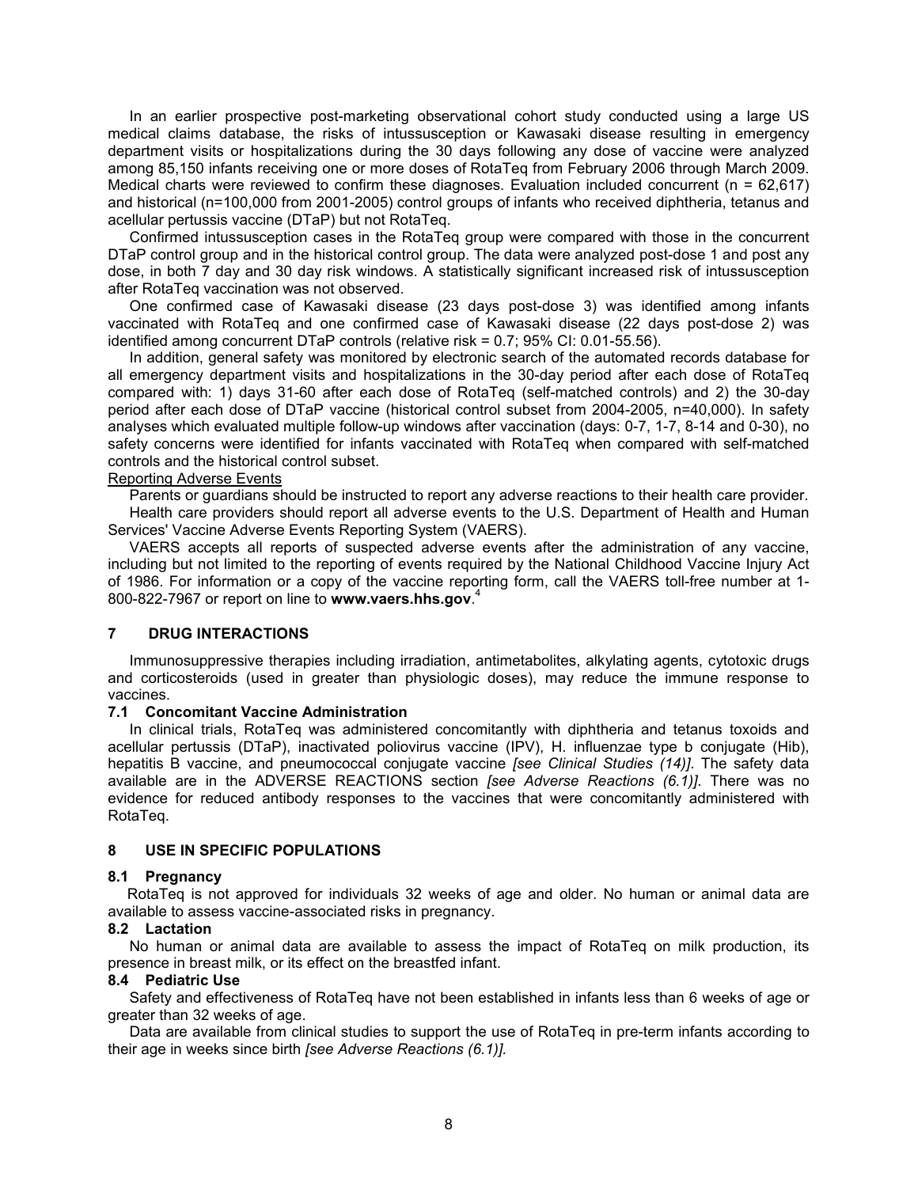In an earlier prospective post-marketing observational cohort study conducted using a large US medical claims database, the risks of intussusception or Kawasaki disease resulting in emergency department visits or hospitalizations during the 30 days following any dose of vaccine were analyzed among 85,150 infants receiving one or more doses of RotaTeq from February 2006 through March 2009. Medical charts were reviewed to confirm these diagnoses. Evaluation included concurrent (n = 62,617) and historical (n=100,000 from 2001-2005) control groups of infants who received diphtheria, tetanus and acellular pertussis vaccine (DTaP) but not RotaTeq.

Confirmed intussusception cases in the RotaTeq group were compared with those in the concurrent DTaP control group and in the historical control group. The data were analyzed post-dose 1 and post any dose, in both 7 day and 30 day risk windows. A statistically significant increased risk of intussusception after RotaTeq vaccination was not observed.

One confirmed case of Kawasaki disease (23 days post-dose 3) was identified among infants vaccinated with RotaTeq and one confirmed case of Kawasaki disease (22 days post-dose 2) was identified among concurrent DTaP controls (relative risk = 0.7; 95% CI: 0.01-55.56).

In addition, general safety was monitored by electronic search of the automated records database for all emergency department visits and hospitalizations in the 30-day period after each dose of RotaTeq compared with: 1) days 31-60 after each dose of RotaTeq (self-matched controls) and 2) the 30-day period after each dose of DTaP vaccine (historical control subset from 2004-2005, n=40,000). In safety analyses which evaluated multiple follow-up windows after vaccination (days: 0-7, 1-7, 8-14 and 0-30), no safety concerns were identified for infants vaccinated with RotaTeq when compared with self-matched controls and the historical control subset.

Reporting Adverse Events

Parents or guardians should be instructed to report any adverse reactions to their health care provider.

Health care providers should report all adverse events to the U.S. Department of Health and Human Services' Vaccine Adverse Events Reporting System (VAERS).

VAERS accepts all reports of suspected adverse events after the administration of any vaccine, including but not limited to the reporting of events required by the National Childhood Vaccine Injury Act of 1986. For information or a copy of the vaccine reporting form, call the VAERS toll-free number at 1-800-822-7967 or report on line to **www.vaers.hhs.gov**.[4]

## 7 DRUG INTERACTIONS

Immunosuppressive therapies including irradiation, antimetabolites, alkylating agents, cytotoxic drugs and corticosteroids (used in greater than physiologic doses), may reduce the immune response to vaccines.

### 7.1 Concomitant Vaccine Administration

In clinical trials, RotaTeq was administered concomitantly with diphtheria and tetanus toxoids and acellular pertussis (DTaP), inactivated poliovirus vaccine (IPV), H. influenzae type b conjugate (Hib), hepatitis B vaccine, and pneumococcal conjugate vaccine *[see Clinical Studies (14)]*. The safety data available are in the ADVERSE REACTIONS section *[see Adverse Reactions (6.1)]*. There was no evidence for reduced antibody responses to the vaccines that were concomitantly administered with RotaTeq.

## 8 USE IN SPECIFIC POPULATIONS

### 8.1 Pregnancy

RotaTeq is not approved for individuals 32 weeks of age and older. No human or animal data are available to assess vaccine-associated risks in pregnancy.

### 8.2 Lactation

No human or animal data are available to assess the impact of RotaTeq on milk production, its presence in breast milk, or its effect on the breastfed infant.

### 8.4 Pediatric Use

Safety and effectiveness of RotaTeq have not been established in infants less than 6 weeks of age or greater than 32 weeks of age.

Data are available from clinical studies to support the use of RotaTeq in pre-term infants according to their age in weeks since birth *[see Adverse Reactions (6.1)]*.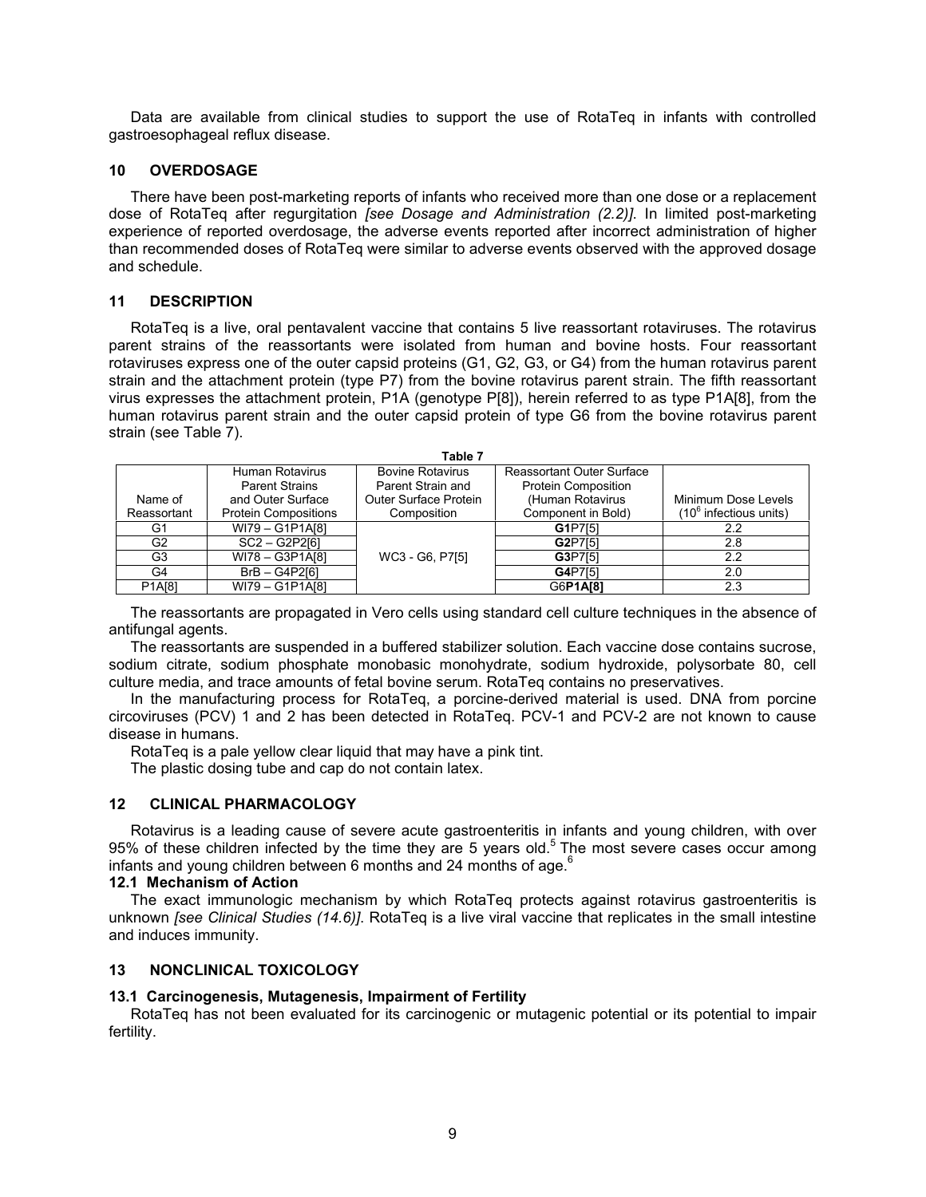Data are available from clinical studies to support the use of RotaTeq in infants with controlled gastroesophageal reflux disease.

## 10 OVERDOSAGE

There have been post-marketing reports of infants who received more than one dose or a replacement dose of RotaTeq after regurgitation *[see Dosage and Administration (2.2)]*. In limited post-marketing experience of reported overdosage, the adverse events reported after incorrect administration of higher than recommended doses of RotaTeq were similar to adverse events observed with the approved dosage and schedule.

## 11 DESCRIPTION

RotaTeq is a live, oral pentavalent vaccine that contains 5 live reassortant rotaviruses. The rotavirus parent strains of the reassortants were isolated from human and bovine hosts. Four reassortant rotaviruses express one of the outer capsid proteins (G1, G2, G3, or G4) from the human rotavirus parent strain and the attachment protein (type P7) from the bovine rotavirus parent strain. The fifth reassortant virus expresses the attachment protein, P1A (genotype P[8]), herein referred to as type P1A[8], from the human rotavirus parent strain and the outer capsid protein of type G6 from the bovine rotavirus parent strain (see Table 7).

**Table 7**

| Name of Reassortant | Human Rotavirus Parent Strains and Outer Surface Protein Compositions | Bovine Rotavirus Parent Strain and Outer Surface Protein Composition | Reassortant Outer Surface Protein Composition (Human Rotavirus Component in Bold) | Minimum Dose Levels ($10^6$ infectious units) |
|---|---|---|---|---|
| G1 | WI79 – G1P1A[8] | WC3 - G6, P7[5] | **G1**P7[5] | 2.2 |
| G2 | SC2 – G2P2[6] | | **G2**P7[5] | 2.8 |
| G3 | WI78 – G3P1A[8] | | **G3**P7[5] | 2.2 |
| G4 | BrB – G4P2[6] | | **G4**P7[5] | 2.0 |
| P1A[8] | WI79 – G1P1A[8] | | G6**P1A[8]** | 2.3 |

The reassortants are propagated in Vero cells using standard cell culture techniques in the absence of antifungal agents.

The reassortants are suspended in a buffered stabilizer solution. Each vaccine dose contains sucrose, sodium citrate, sodium phosphate monobasic monohydrate, sodium hydroxide, polysorbate 80, cell culture media, and trace amounts of fetal bovine serum. RotaTeq contains no preservatives.

In the manufacturing process for RotaTeq, a porcine-derived material is used. DNA from porcine circoviruses (PCV) 1 and 2 has been detected in RotaTeq. PCV-1 and PCV-2 are not known to cause disease in humans.

RotaTeq is a pale yellow clear liquid that may have a pink tint.

The plastic dosing tube and cap do not contain latex.

## 12 CLINICAL PHARMACOLOGY

Rotavirus is a leading cause of severe acute gastroenteritis in infants and young children, with over 95% of these children infected by the time they are 5 years old.[5] The most severe cases occur among infants and young children between 6 months and 24 months of age.[6]

### 12.1 Mechanism of Action

The exact immunologic mechanism by which RotaTeq protects against rotavirus gastroenteritis is unknown *[see Clinical Studies (14.6)]*. RotaTeq is a live viral vaccine that replicates in the small intestine and induces immunity.

## 13 NONCLINICAL TOXICOLOGY

### 13.1 Carcinogenesis, Mutagenesis, Impairment of Fertility

RotaTeq has not been evaluated for its carcinogenic or mutagenic potential or its potential to impair fertility.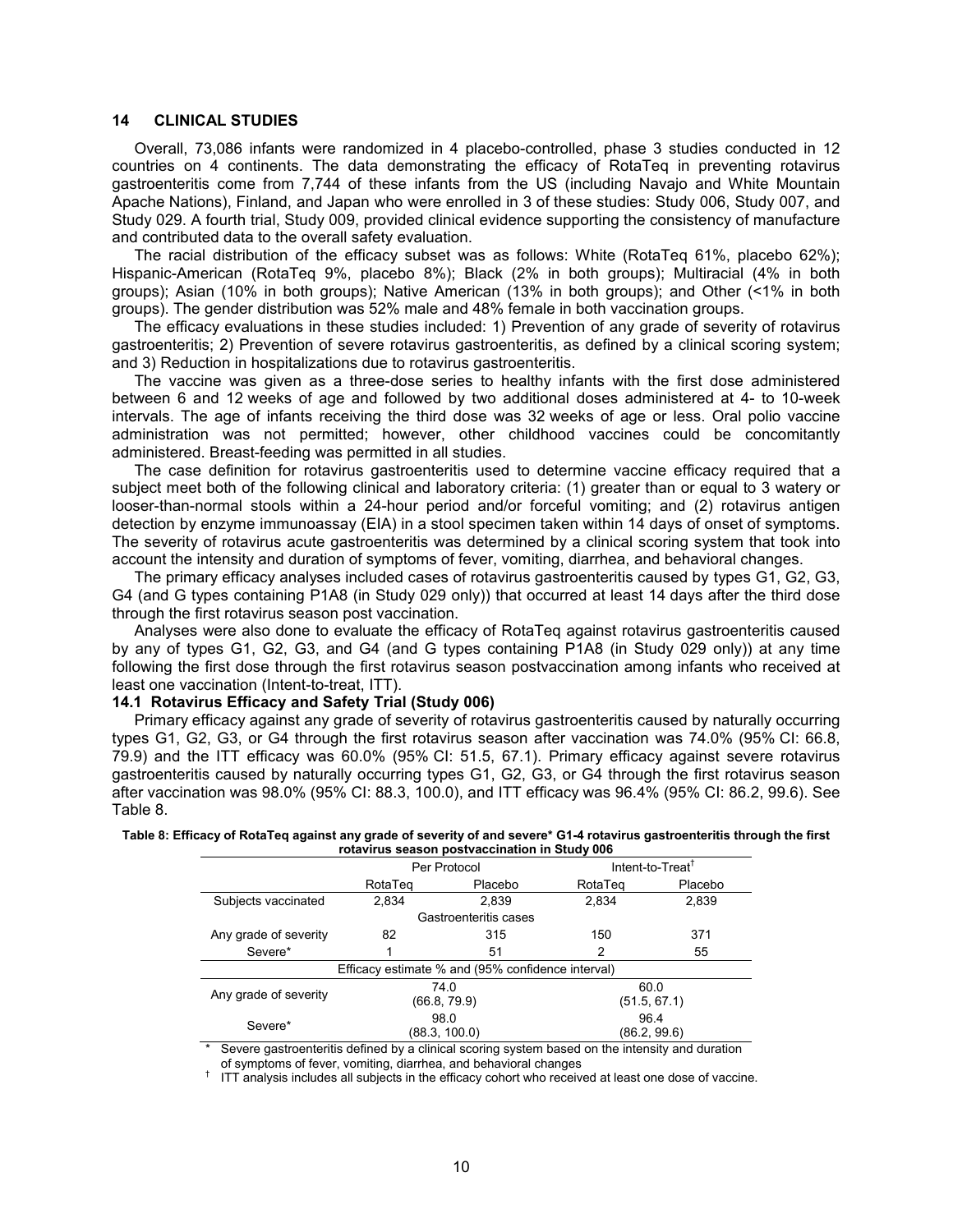## 14 CLINICAL STUDIES

Overall, 73,086 infants were randomized in 4 placebo-controlled, phase 3 studies conducted in 12 countries on 4 continents. The data demonstrating the efficacy of RotaTeq in preventing rotavirus gastroenteritis come from 7,744 of these infants from the US (including Navajo and White Mountain Apache Nations), Finland, and Japan who were enrolled in 3 of these studies: Study 006, Study 007, and Study 029. A fourth trial, Study 009, provided clinical evidence supporting the consistency of manufacture and contributed data to the overall safety evaluation.

The racial distribution of the efficacy subset was as follows: White (RotaTeq 61%, placebo 62%); Hispanic-American (RotaTeq 9%, placebo 8%); Black (2% in both groups); Multiracial (4% in both groups); Asian (10% in both groups); Native American (13% in both groups); and Other (<1% in both groups). The gender distribution was 52% male and 48% female in both vaccination groups.

The efficacy evaluations in these studies included: 1) Prevention of any grade of severity of rotavirus gastroenteritis; 2) Prevention of severe rotavirus gastroenteritis, as defined by a clinical scoring system; and 3) Reduction in hospitalizations due to rotavirus gastroenteritis.

The vaccine was given as a three-dose series to healthy infants with the first dose administered between 6 and 12 weeks of age and followed by two additional doses administered at 4- to 10-week intervals. The age of infants receiving the third dose was 32 weeks of age or less. Oral polio vaccine administration was not permitted; however, other childhood vaccines could be concomitantly administered. Breast-feeding was permitted in all studies.

The case definition for rotavirus gastroenteritis used to determine vaccine efficacy required that a subject meet both of the following clinical and laboratory criteria: (1) greater than or equal to 3 watery or looser-than-normal stools within a 24-hour period and/or forceful vomiting; and (2) rotavirus antigen detection by enzyme immunoassay (EIA) in a stool specimen taken within 14 days of onset of symptoms. The severity of rotavirus acute gastroenteritis was determined by a clinical scoring system that took into account the intensity and duration of symptoms of fever, vomiting, diarrhea, and behavioral changes.

The primary efficacy analyses included cases of rotavirus gastroenteritis caused by types G1, G2, G3, G4 (and G types containing P1A8 (in Study 029 only)) that occurred at least 14 days after the third dose through the first rotavirus season post vaccination.

Analyses were also done to evaluate the efficacy of RotaTeq against rotavirus gastroenteritis caused by any of types G1, G2, G3, and G4 (and G types containing P1A8 (in Study 029 only)) at any time following the first dose through the first rotavirus season postvaccination among infants who received at least one vaccination (Intent-to-treat, ITT).

### 14.1 Rotavirus Efficacy and Safety Trial (Study 006)

Primary efficacy against any grade of severity of rotavirus gastroenteritis caused by naturally occurring types G1, G2, G3, or G4 through the first rotavirus season after vaccination was 74.0% (95% CI: 66.8, 79.9) and the ITT efficacy was 60.0% (95% CI: 51.5, 67.1). Primary efficacy against severe rotavirus gastroenteritis caused by naturally occurring types G1, G2, G3, or G4 through the first rotavirus season after vaccination was 98.0% (95% CI: 88.3, 100.0), and ITT efficacy was 96.4% (95% CI: 86.2, 99.6). See Table 8.

**Table 8: Efficacy of RotaTeq against any grade of severity of and severe* G1-4 rotavirus gastroenteritis through the first rotavirus season postvaccination in Study 006**

| | Per Protocol | | Intent-to-Treat[†] | |
|---|---|---|---|---|
| | RotaTeq | Placebo | RotaTeq | Placebo |
| Subjects vaccinated | 2,834 | 2,839 | 2,834 | 2,839 |
| Gastroenteritis cases | | | | |
| Any grade of severity | 82 | 315 | 150 | 371 |
| Severe* | 1 | 51 | 2 | 55 |
| Efficacy estimate % and (95% confidence interval) | | | | |
| Any grade of severity | 74.0 (66.8, 79.9) | | 60.0 (51.5, 67.1) | |
| Severe* | 98.0 (88.3, 100.0) | | 96.4 (86.2, 99.6) | |

\* Severe gastroenteritis defined by a clinical scoring system based on the intensity and duration of symptoms of fever, vomiting, diarrhea, and behavioral changes

[†] ITT analysis includes all subjects in the efficacy cohort who received at least one dose of vaccine.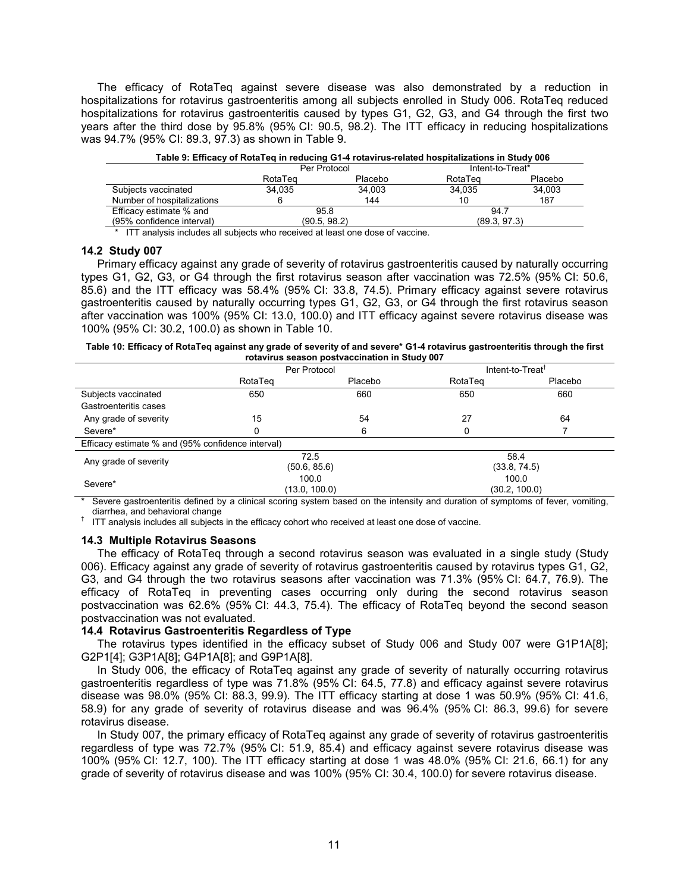The efficacy of RotaTeq against severe disease was also demonstrated by a reduction in hospitalizations for rotavirus gastroenteritis among all subjects enrolled in Study 006. RotaTeq reduced hospitalizations for rotavirus gastroenteritis caused by types G1, G2, G3, and G4 through the first two years after the third dose by 95.8% (95% CI: 90.5, 98.2). The ITT efficacy in reducing hospitalizations was 94.7% (95% CI: 89.3, 97.3) as shown in Table 9.

**Table 9: Efficacy of RotaTeq in reducing G1-4 rotavirus-related hospitalizations in Study 006**

| | Per Protocol | | Intent-to-Treat* | |
|---|---|---|---|---|
| | RotaTeq | Placebo | RotaTeq | Placebo |
| Subjects vaccinated | 34,035 | 34,003 | 34,035 | 34,003 |
| Number of hospitalizations | 6 | 144 | 10 | 187 |
| Efficacy estimate % and (95% confidence interval) | 95.8 (90.5, 98.2) | | 94.7 (89.3, 97.3) | |

\* ITT analysis includes all subjects who received at least one dose of vaccine.

### 14.2 Study 007

Primary efficacy against any grade of severity of rotavirus gastroenteritis caused by naturally occurring types G1, G2, G3, or G4 through the first rotavirus season after vaccination was 72.5% (95% CI: 50.6, 85.6) and the ITT efficacy was 58.4% (95% CI: 33.8, 74.5). Primary efficacy against severe rotavirus gastroenteritis caused by naturally occurring types G1, G2, G3, or G4 through the first rotavirus season after vaccination was 100% (95% CI: 13.0, 100.0) and ITT efficacy against severe rotavirus disease was 100% (95% CI: 30.2, 100.0) as shown in Table 10.

**Table 10: Efficacy of RotaTeq against any grade of severity of and severe* G1-4 rotavirus gastroenteritis through the first rotavirus season postvaccination in Study 007**

| | Per Protocol | | Intent-to-Treat[†] | |
|---|---|---|---|---|
| | RotaTeq | Placebo | RotaTeq | Placebo |
| Subjects vaccinated | 650 | 660 | 650 | 660 |
| Gastroenteritis cases | | | | |
| Any grade of severity | 15 | 54 | 27 | 64 |
| Severe* | 0 | 6 | 0 | 7 |
| Efficacy estimate % and (95% confidence interval) | | | | |
| Any grade of severity | 72.5 (50.6, 85.6) | | 58.4 (33.8, 74.5) | |
| Severe* | 100.0 (13.0, 100.0) | | 100.0 (30.2, 100.0) | |

\* Severe gastroenteritis defined by a clinical scoring system based on the intensity and duration of symptoms of fever, vomiting, diarrhea, and behavioral change

[†] ITT analysis includes all subjects in the efficacy cohort who received at least one dose of vaccine.

### 14.3 Multiple Rotavirus Seasons

The efficacy of RotaTeq through a second rotavirus season was evaluated in a single study (Study 006). Efficacy against any grade of severity of rotavirus gastroenteritis caused by rotavirus types G1, G2, G3, and G4 through the two rotavirus seasons after vaccination was 71.3% (95% CI: 64.7, 76.9). The efficacy of RotaTeq in preventing cases occurring only during the second rotavirus season postvaccination was 62.6% (95% CI: 44.3, 75.4). The efficacy of RotaTeq beyond the second season postvaccination was not evaluated.

### 14.4 Rotavirus Gastroenteritis Regardless of Type

The rotavirus types identified in the efficacy subset of Study 006 and Study 007 were G1P1A[8]; G2P1[4]; G3P1A[8]; G4P1A[8]; and G9P1A[8].

In Study 006, the efficacy of RotaTeq against any grade of severity of naturally occurring rotavirus gastroenteritis regardless of type was 71.8% (95% CI: 64.5, 77.8) and efficacy against severe rotavirus disease was 98.0% (95% CI: 88.3, 99.9). The ITT efficacy starting at dose 1 was 50.9% (95% CI: 41.6, 58.9) for any grade of severity of rotavirus disease and was 96.4% (95% CI: 86.3, 99.6) for severe rotavirus disease.

In Study 007, the primary efficacy of RotaTeq against any grade of severity of rotavirus gastroenteritis regardless of type was 72.7% (95% CI: 51.9, 85.4) and efficacy against severe rotavirus disease was 100% (95% CI: 12.7, 100). The ITT efficacy starting at dose 1 was 48.0% (95% CI: 21.6, 66.1) for any grade of severity of rotavirus disease and was 100% (95% CI: 30.4, 100.0) for severe rotavirus disease.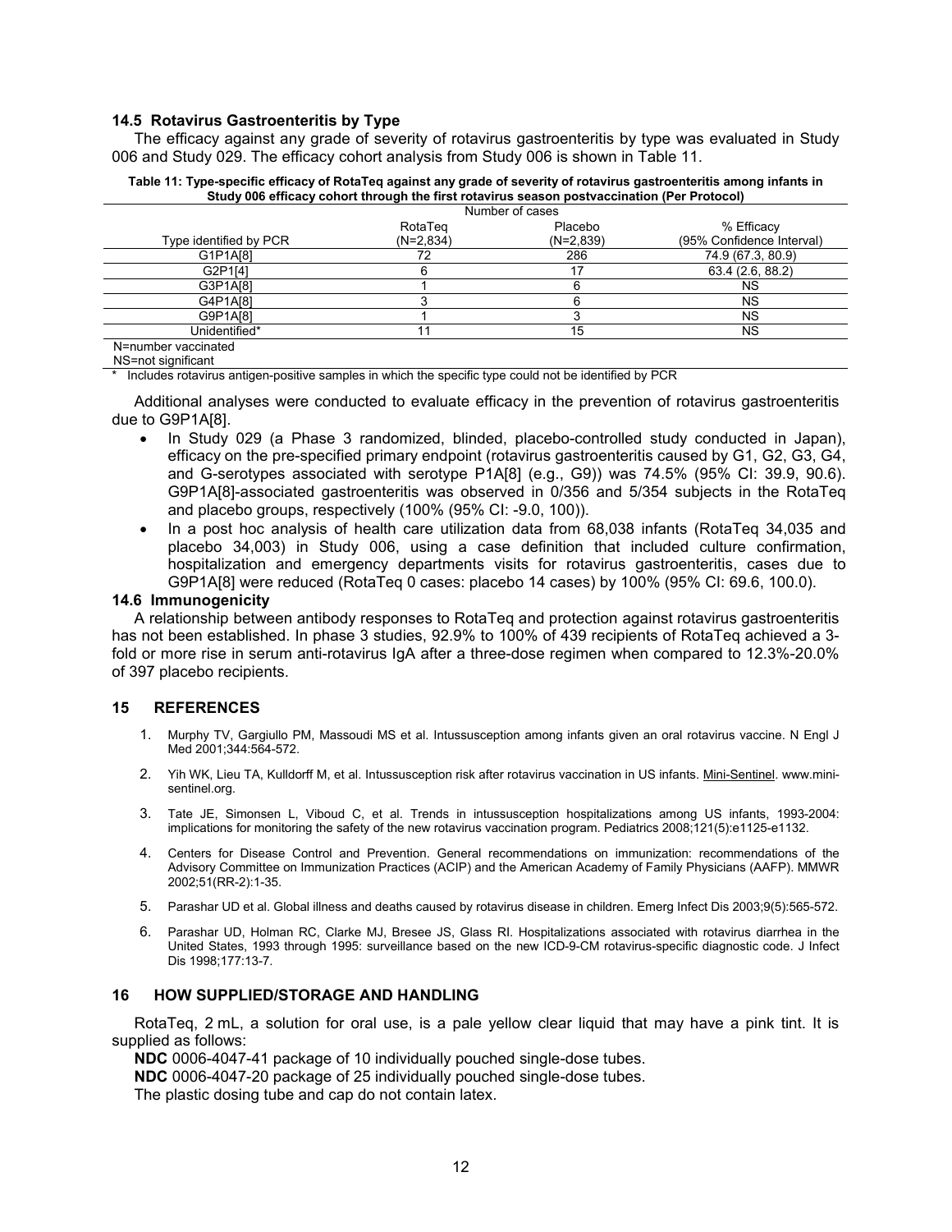### 14.5 Rotavirus Gastroenteritis by Type

The efficacy against any grade of severity of rotavirus gastroenteritis by type was evaluated in Study 006 and Study 029. The efficacy cohort analysis from Study 006 is shown in Table 11.

**Table 11: Type-specific efficacy of RotaTeq against any grade of severity of rotavirus gastroenteritis among infants in Study 006 efficacy cohort through the first rotavirus season postvaccination (Per Protocol)**

| | Number of cases | | |
|---|---|---|---|
| Type identified by PCR | RotaTeq (N=2,834) | Placebo (N=2,839) | % Efficacy (95% Confidence Interval) |
| G1P1A[8] | 72 | 286 | 74.9 (67.3, 80.9) |
| G2P1[4] | 6 | 17 | 63.4 (2.6, 88.2) |
| G3P1A[8] | 1 | 6 | NS |
| G4P1A[8] | 3 | 6 | NS |
| G9P1A[8] | 1 | 3 | NS |
| Unidentified* | 11 | 15 | NS |

N=number vaccinated
NS=not significant
\* Includes rotavirus antigen-positive samples in which the specific type could not be identified by PCR

Additional analyses were conducted to evaluate efficacy in the prevention of rotavirus gastroenteritis due to G9P1A[8].

- In Study 029 (a Phase 3 randomized, blinded, placebo-controlled study conducted in Japan), efficacy on the pre-specified primary endpoint (rotavirus gastroenteritis caused by G1, G2, G3, G4, and G-serotypes associated with serotype P1A[8] (e.g., G9)) was 74.5% (95% CI: 39.9, 90.6). G9P1A[8]-associated gastroenteritis was observed in 0/356 and 5/354 subjects in the RotaTeq and placebo groups, respectively (100% (95% CI: -9.0, 100)).
- In a post hoc analysis of health care utilization data from 68,038 infants (RotaTeq 34,035 and placebo 34,003) in Study 006, using a case definition that included culture confirmation, hospitalization and emergency departments visits for rotavirus gastroenteritis, cases due to G9P1A[8] were reduced (RotaTeq 0 cases: placebo 14 cases) by 100% (95% CI: 69.6, 100.0).

### 14.6 Immunogenicity

A relationship between antibody responses to RotaTeq and protection against rotavirus gastroenteritis has not been established. In phase 3 studies, 92.9% to 100% of 439 recipients of RotaTeq achieved a 3-fold or more rise in serum anti-rotavirus IgA after a three-dose regimen when compared to 12.3%-20.0% of 397 placebo recipients.

## 15 REFERENCES

1. Murphy TV, Gargiullo PM, Massoudi MS et al. Intussusception among infants given an oral rotavirus vaccine. N Engl J Med 2001;344:564-572.
2. Yih WK, Lieu TA, Kulldorff M, et al. Intussusception risk after rotavirus vaccination in US infants. Mini-Sentinel. www.mini-sentinel.org.
3. Tate JE, Simonsen L, Viboud C, et al. Trends in intussusception hospitalizations among US infants, 1993-2004: implications for monitoring the safety of the new rotavirus vaccination program. Pediatrics 2008;121(5):e1125-e1132.
4. Centers for Disease Control and Prevention. General recommendations on immunization: recommendations of the Advisory Committee on Immunization Practices (ACIP) and the American Academy of Family Physicians (AAFP). MMWR 2002;51(RR-2):1-35.
5. Parashar UD et al. Global illness and deaths caused by rotavirus disease in children. Emerg Infect Dis 2003;9(5):565-572.
6. Parashar UD, Holman RC, Clarke MJ, Bresee JS, Glass RI. Hospitalizations associated with rotavirus diarrhea in the United States, 1993 through 1995: surveillance based on the new ICD-9-CM rotavirus-specific diagnostic code. J Infect Dis 1998;177:13-7.

## 16 HOW SUPPLIED/STORAGE AND HANDLING

RotaTeq, 2 mL, a solution for oral use, is a pale yellow clear liquid that may have a pink tint. It is supplied as follows:

**NDC** 0006-4047-41 package of 10 individually pouched single-dose tubes.
**NDC** 0006-4047-20 package of 25 individually pouched single-dose tubes.
The plastic dosing tube and cap do not contain latex.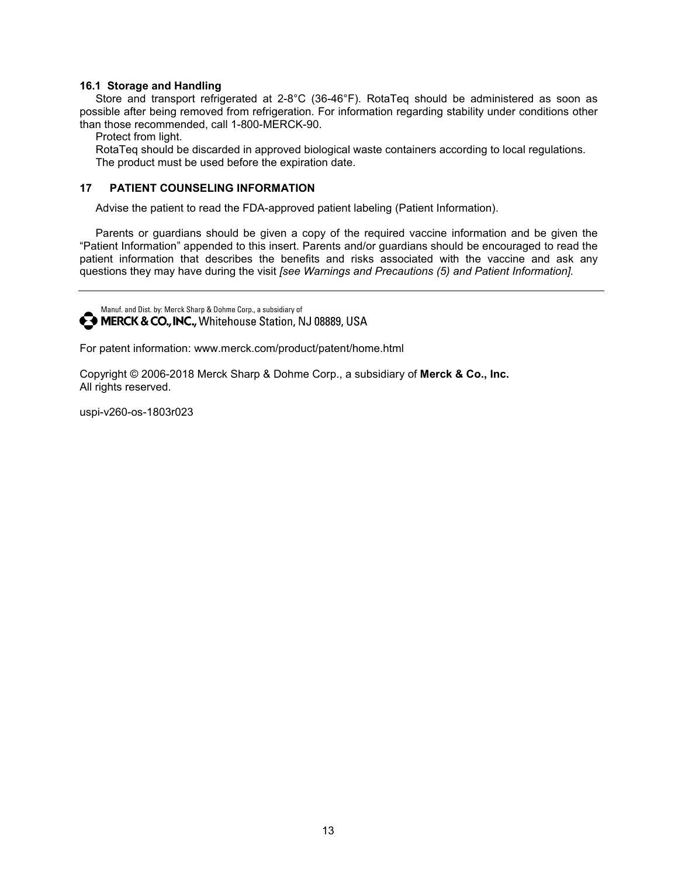### 16.1 Storage and Handling

Store and transport refrigerated at 2-8°C (36-46°F). RotaTeq should be administered as soon as possible after being removed from refrigeration. For information regarding stability under conditions other than those recommended, call 1-800-MERCK-90.

Protect from light.

RotaTeq should be discarded in approved biological waste containers according to local regulations.

The product must be used before the expiration date.

## 17 PATIENT COUNSELING INFORMATION

Advise the patient to read the FDA-approved patient labeling (Patient Information).

Parents or guardians should be given a copy of the required vaccine information and be given the "Patient Information" appended to this insert. Parents and/or guardians should be encouraged to read the patient information that describes the benefits and risks associated with the vaccine and ask any questions they may have during the visit *[see Warnings and Precautions (5) and Patient Information].*

---

Manuf. and Dist. by: Merck Sharp & Dohme Corp., a subsidiary of
**MERCK & CO., INC.,** Whitehouse Station, NJ 08889, USA

For patent information: www.merck.com/product/patent/home.html

Copyright © 2006-2018 Merck Sharp & Dohme Corp., a subsidiary of **Merck & Co., Inc.**
All rights reserved.

uspi-v260-os-1803r023